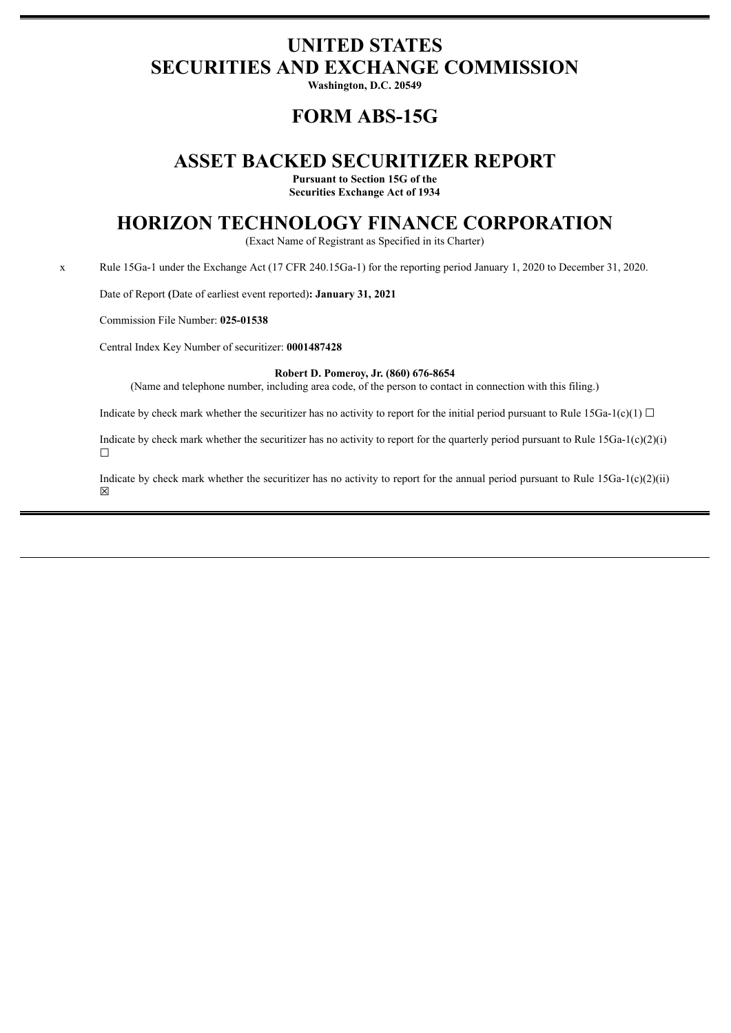# UNITED STATES
# SECURITIES AND EXCHANGE COMMISSION

**Washington, D.C. 20549**

## FORM ABS-15G

## ASSET BACKED SECURITIZER REPORT

**Pursuant to Section 15G of the**
**Securities Exchange Act of 1934**

## HORIZON TECHNOLOGY FINANCE CORPORATION

(Exact Name of Registrant as Specified in its Charter)

x Rule 15Ga-1 under the Exchange Act (17 CFR 240.15Ga-1) for the reporting period January 1, 2020 to December 31, 2020.

Date of Report (Date of earliest event reported)**: January 31, 2021**

Commission File Number: **025-01538**

Central Index Key Number of securitizer: **0001487428**

**Robert D. Pomeroy, Jr. (860) 676-8654**
(Name and telephone number, including area code, of the person to contact in connection with this filing.)

Indicate by check mark whether the securitizer has no activity to report for the initial period pursuant to Rule 15Ga-1(c)(1) ☐

Indicate by check mark whether the securitizer has no activity to report for the quarterly period pursuant to Rule 15Ga-1(c)(2)(i) ☐

Indicate by check mark whether the securitizer has no activity to report for the annual period pursuant to Rule 15Ga-1(c)(2)(ii) ☒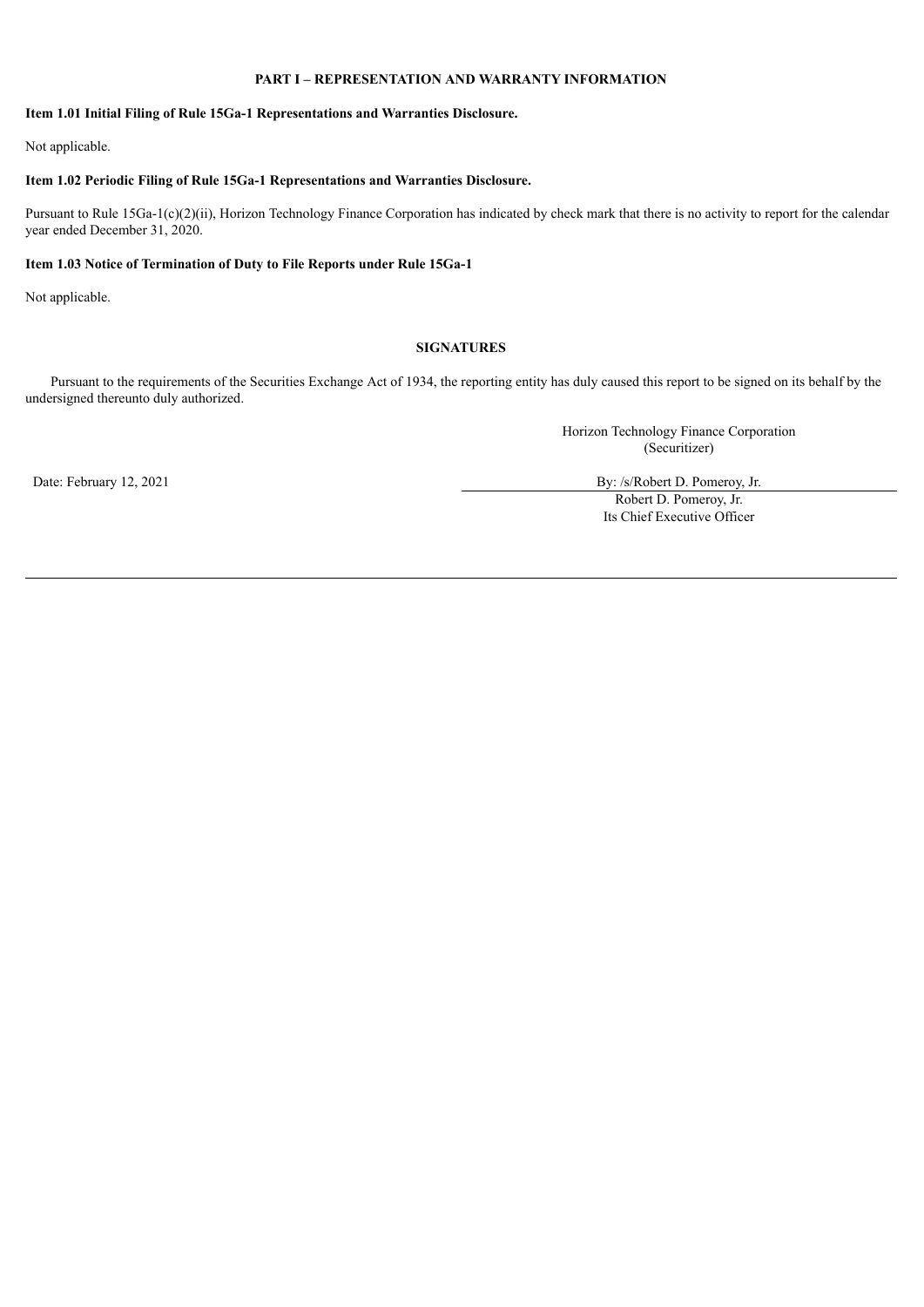## PART I – REPRESENTATION AND WARRANTY INFORMATION

**Item 1.01 Initial Filing of Rule 15Ga-1 Representations and Warranties Disclosure.**

Not applicable.

**Item 1.02 Periodic Filing of Rule 15Ga-1 Representations and Warranties Disclosure.**

Pursuant to Rule 15Ga-1(c)(2)(ii), Horizon Technology Finance Corporation has indicated by check mark that there is no activity to report for the calendar year ended December 31, 2020.

**Item 1.03 Notice of Termination of Duty to File Reports under Rule 15Ga-1**

Not applicable.

## SIGNATURES

Pursuant to the requirements of the Securities Exchange Act of 1934, the reporting entity has duly caused this report to be signed on its behalf by the undersigned thereunto duly authorized.

Horizon Technology Finance Corporation
(Securitizer)

Date: February 12, 2021

By: /s/Robert D. Pomeroy, Jr.
Robert D. Pomeroy, Jr.
Its Chief Executive Officer